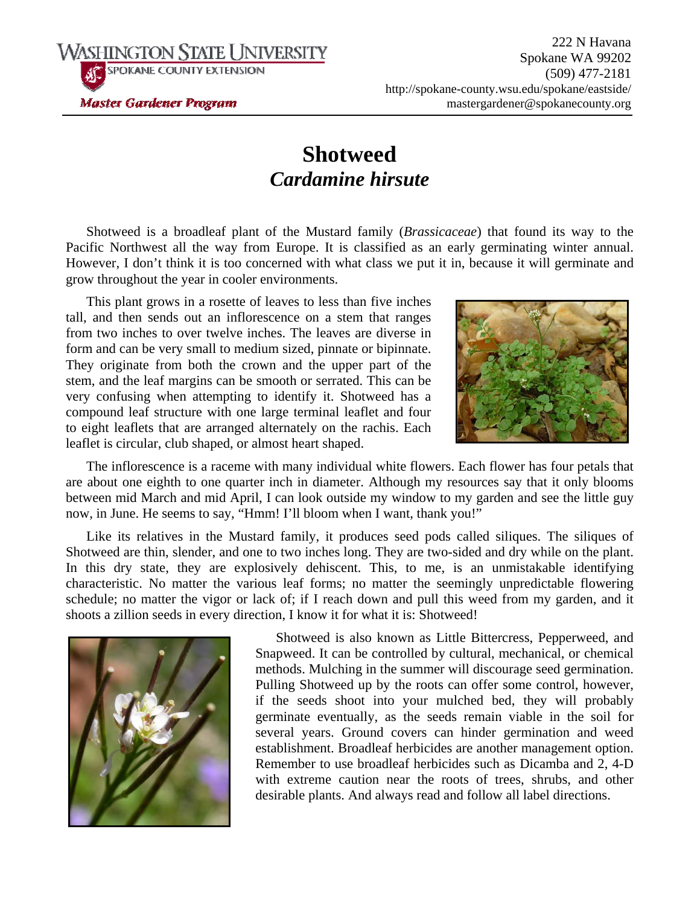Washington State University
Spokane County Extension
*Master Gardener Program*

222 N Havana
Spokane WA 99202
(509) 477-2181
http://spokane-county.wsu.edu/spokane/eastside/
mastergardener@spokanecounty.org

# Shotweed
## *Cardamine hirsute*

Shotweed is a broadleaf plant of the Mustard family (*Brassicaceae*) that found its way to the Pacific Northwest all the way from Europe. It is classified as an early germinating winter annual. However, I don't think it is too concerned with what class we put it in, because it will germinate and grow throughout the year in cooler environments.

This plant grows in a rosette of leaves to less than five inches tall, and then sends out an inflorescence on a stem that ranges from two inches to over twelve inches. The leaves are diverse in form and can be very small to medium sized, pinnate or bipinnate. They originate from both the crown and the upper part of the stem, and the leaf margins can be smooth or serrated. This can be very confusing when attempting to identify it. Shotweed has a compound leaf structure with one large terminal leaflet and four to eight leaflets that are arranged alternately on the rachis. Each leaflet is circular, club shaped, or almost heart shaped.

The inflorescence is a raceme with many individual white flowers. Each flower has four petals that are about one eighth to one quarter inch in diameter. Although my resources say that it only blooms between mid March and mid April, I can look outside my window to my garden and see the little guy now, in June. He seems to say, "Hmm! I'll bloom when I want, thank you!"

Like its relatives in the Mustard family, it produces seed pods called siliques. The siliques of Shotweed are thin, slender, and one to two inches long. They are two-sided and dry while on the plant. In this dry state, they are explosively dehiscent. This, to me, is an unmistakable identifying characteristic. No matter the various leaf forms; no matter the seemingly unpredictable flowering schedule; no matter the vigor or lack of; if I reach down and pull this weed from my garden, and it shoots a zillion seeds in every direction, I know it for what it is: Shotweed!

Shotweed is also known as Little Bittercress, Pepperweed, and Snapweed. It can be controlled by cultural, mechanical, or chemical methods. Mulching in the summer will discourage seed germination. Pulling Shotweed up by the roots can offer some control, however, if the seeds shoot into your mulched bed, they will probably germinate eventually, as the seeds remain viable in the soil for several years. Ground covers can hinder germination and weed establishment. Broadleaf herbicides are another management option. Remember to use broadleaf herbicides such as Dicamba and 2, 4-D with extreme caution near the roots of trees, shrubs, and other desirable plants. And always read and follow all label directions.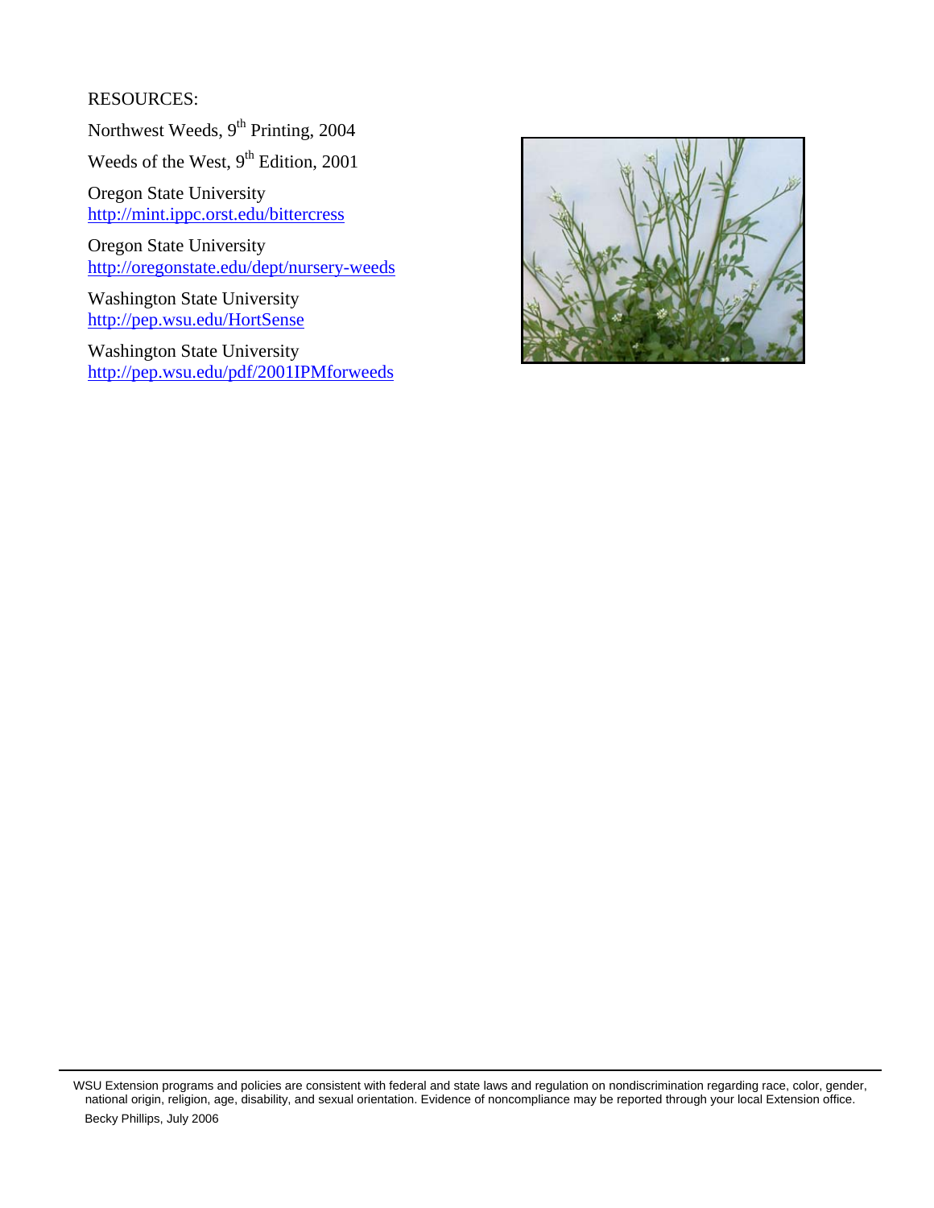RESOURCES:

Northwest Weeds, 9th Printing, 2004

Weeds of the West, 9th Edition, 2001

Oregon State University
http://mint.ippc.orst.edu/bittercress

Oregon State University
http://oregonstate.edu/dept/nursery-weeds

Washington State University
http://pep.wsu.edu/HortSense

Washington State University
http://pep.wsu.edu/pdf/2001IPMforweeds

WSU Extension programs and policies are consistent with federal and state laws and regulation on nondiscrimination regarding race, color, gender, national origin, religion, age, disability, and sexual orientation. Evidence of noncompliance may be reported through your local Extension office.

Becky Phillips, July 2006